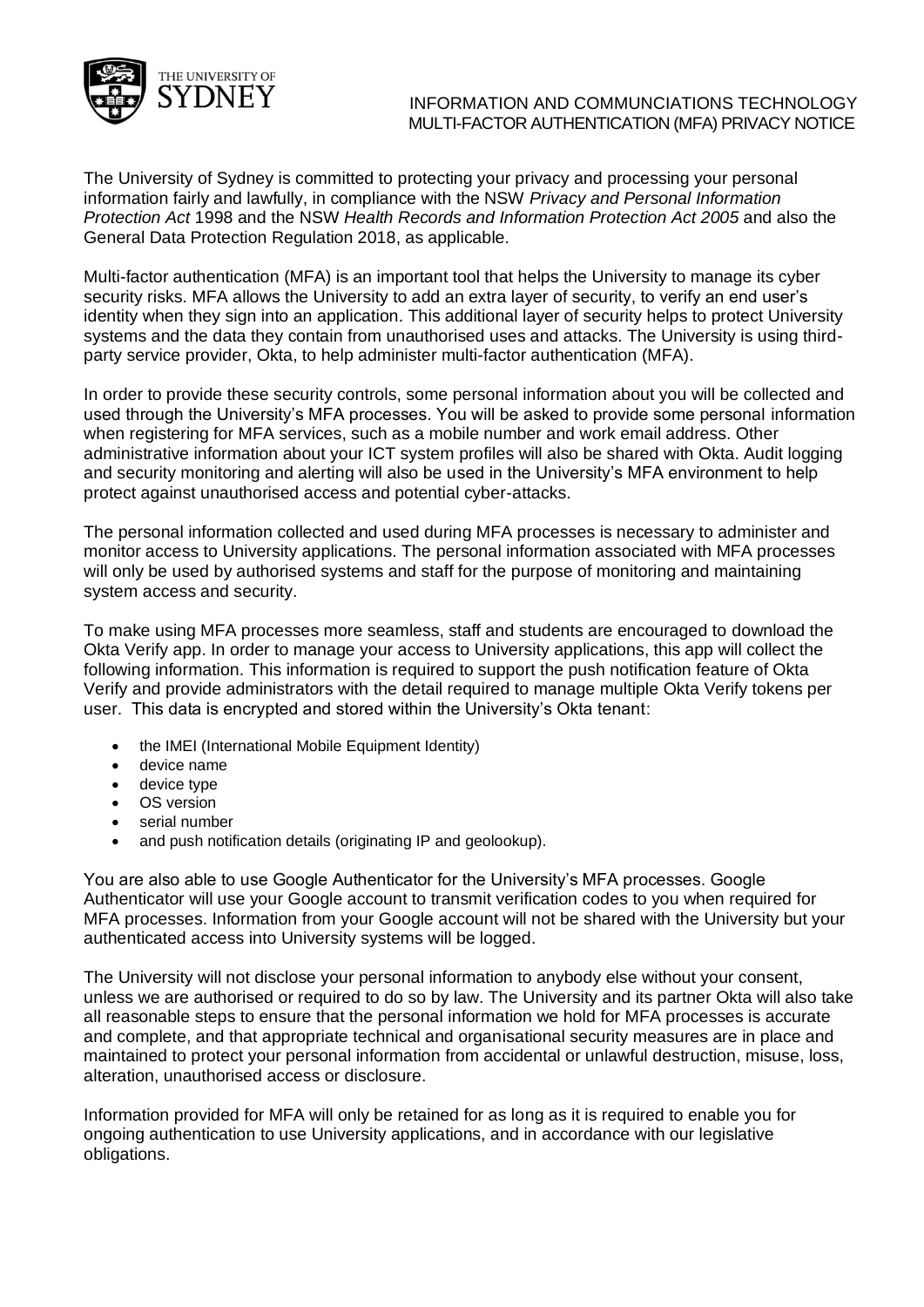# INFORMATION AND COMMUNCIATIONS TECHNOLOGY
## MULTI-FACTOR AUTHENTICATION (MFA) PRIVACY NOTICE

The University of Sydney is committed to protecting your privacy and processing your personal information fairly and lawfully, in compliance with the NSW *Privacy and Personal Information Protection Act* 1998 and the NSW *Health Records and Information Protection Act 2005* and also the General Data Protection Regulation 2018, as applicable.

Multi-factor authentication (MFA) is an important tool that helps the University to manage its cyber security risks. MFA allows the University to add an extra layer of security, to verify an end user's identity when they sign into an application. This additional layer of security helps to protect University systems and the data they contain from unauthorised uses and attacks. The University is using third-party service provider, Okta, to help administer multi-factor authentication (MFA).

In order to provide these security controls, some personal information about you will be collected and used through the University's MFA processes. You will be asked to provide some personal information when registering for MFA services, such as a mobile number and work email address. Other administrative information about your ICT system profiles will also be shared with Okta. Audit logging and security monitoring and alerting will also be used in the University's MFA environment to help protect against unauthorised access and potential cyber-attacks.

The personal information collected and used during MFA processes is necessary to administer and monitor access to University applications. The personal information associated with MFA processes will only be used by authorised systems and staff for the purpose of monitoring and maintaining system access and security.

To make using MFA processes more seamless, staff and students are encouraged to download the Okta Verify app. In order to manage your access to University applications, this app will collect the following information. This information is required to support the push notification feature of Okta Verify and provide administrators with the detail required to manage multiple Okta Verify tokens per user. This data is encrypted and stored within the University's Okta tenant:

- the IMEI (International Mobile Equipment Identity)
- device name
- device type
- OS version
- serial number
- and push notification details (originating IP and geolookup).

You are also able to use Google Authenticator for the University's MFA processes. Google Authenticator will use your Google account to transmit verification codes to you when required for MFA processes. Information from your Google account will not be shared with the University but your authenticated access into University systems will be logged.

The University will not disclose your personal information to anybody else without your consent, unless we are authorised or required to do so by law. The University and its partner Okta will also take all reasonable steps to ensure that the personal information we hold for MFA processes is accurate and complete, and that appropriate technical and organisational security measures are in place and maintained to protect your personal information from accidental or unlawful destruction, misuse, loss, alteration, unauthorised access or disclosure.

Information provided for MFA will only be retained for as long as it is required to enable you for ongoing authentication to use University applications, and in accordance with our legislative obligations.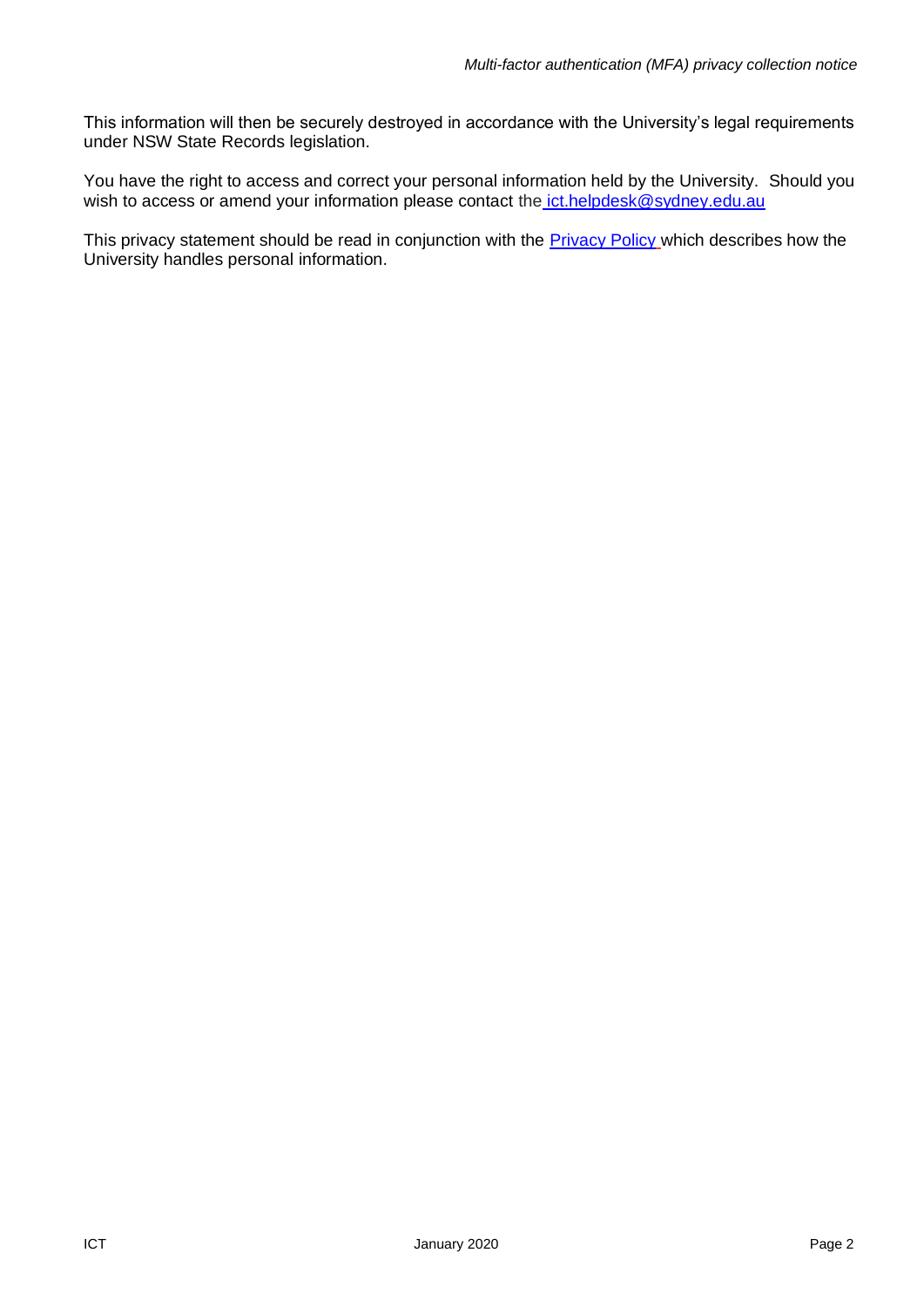This information will then be securely destroyed in accordance with the University's legal requirements under NSW State Records legislation.

You have the right to access and correct your personal information held by the University. Should you wish to access or amend your information please contact the ict.helpdesk@sydney.edu.au

This privacy statement should be read in conjunction with the Privacy Policy which describes how the University handles personal information.